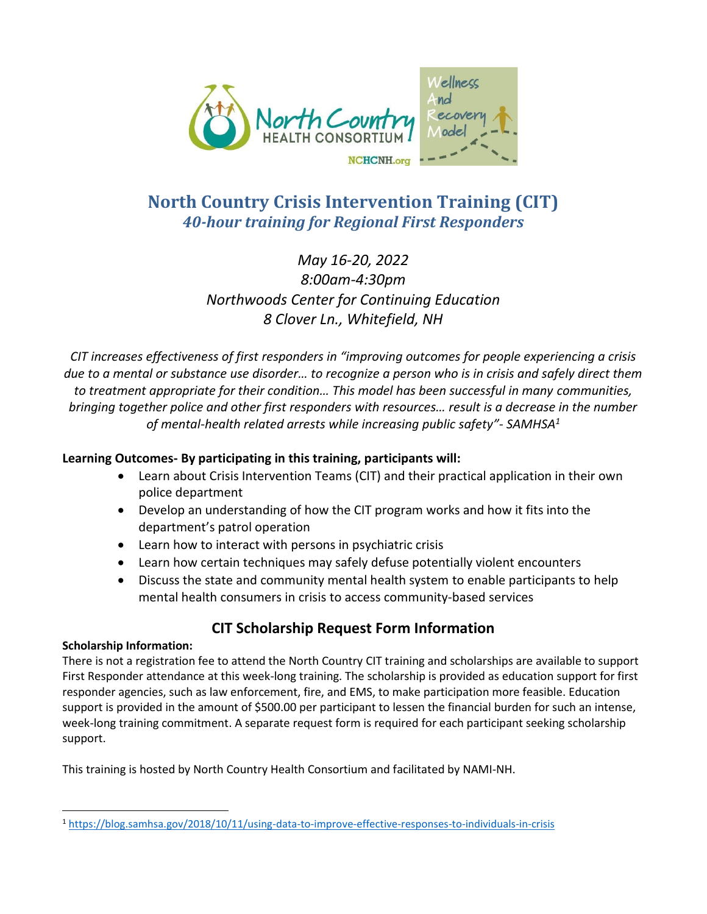# North Country Crisis Intervention Training (CIT)

## *40-hour training for Regional First Responders*

*May 16-20, 2022*
*8:00am-4:30pm*
*Northwoods Center for Continuing Education*
*8 Clover Ln., Whitefield, NH*

*CIT increases effectiveness of first responders in "improving outcomes for people experiencing a crisis due to a mental or substance use disorder… to recognize a person who is in crisis and safely direct them to treatment appropriate for their condition… This model has been successful in many communities, bringing together police and other first responders with resources… result is a decrease in the number of mental-health related arrests while increasing public safety"- SAMHSA[1]*

**Learning Outcomes- By participating in this training, participants will:**

- Learn about Crisis Intervention Teams (CIT) and their practical application in their own police department
- Develop an understanding of how the CIT program works and how it fits into the department's patrol operation
- Learn how to interact with persons in psychiatric crisis
- Learn how certain techniques may safely defuse potentially violent encounters
- Discuss the state and community mental health system to enable participants to help mental health consumers in crisis to access community-based services

## CIT Scholarship Request Form Information

**Scholarship Information:**

There is not a registration fee to attend the North Country CIT training and scholarships are available to support First Responder attendance at this week-long training. The scholarship is provided as education support for first responder agencies, such as law enforcement, fire, and EMS, to make participation more feasible. Education support is provided in the amount of $500.00 per participant to lessen the financial burden for such an intense, week-long training commitment. A separate request form is required for each participant seeking scholarship support.

This training is hosted by North Country Health Consortium and facilitated by NAMI-NH.

---

[1] https://blog.samhsa.gov/2018/10/11/using-data-to-improve-effective-responses-to-individuals-in-crisis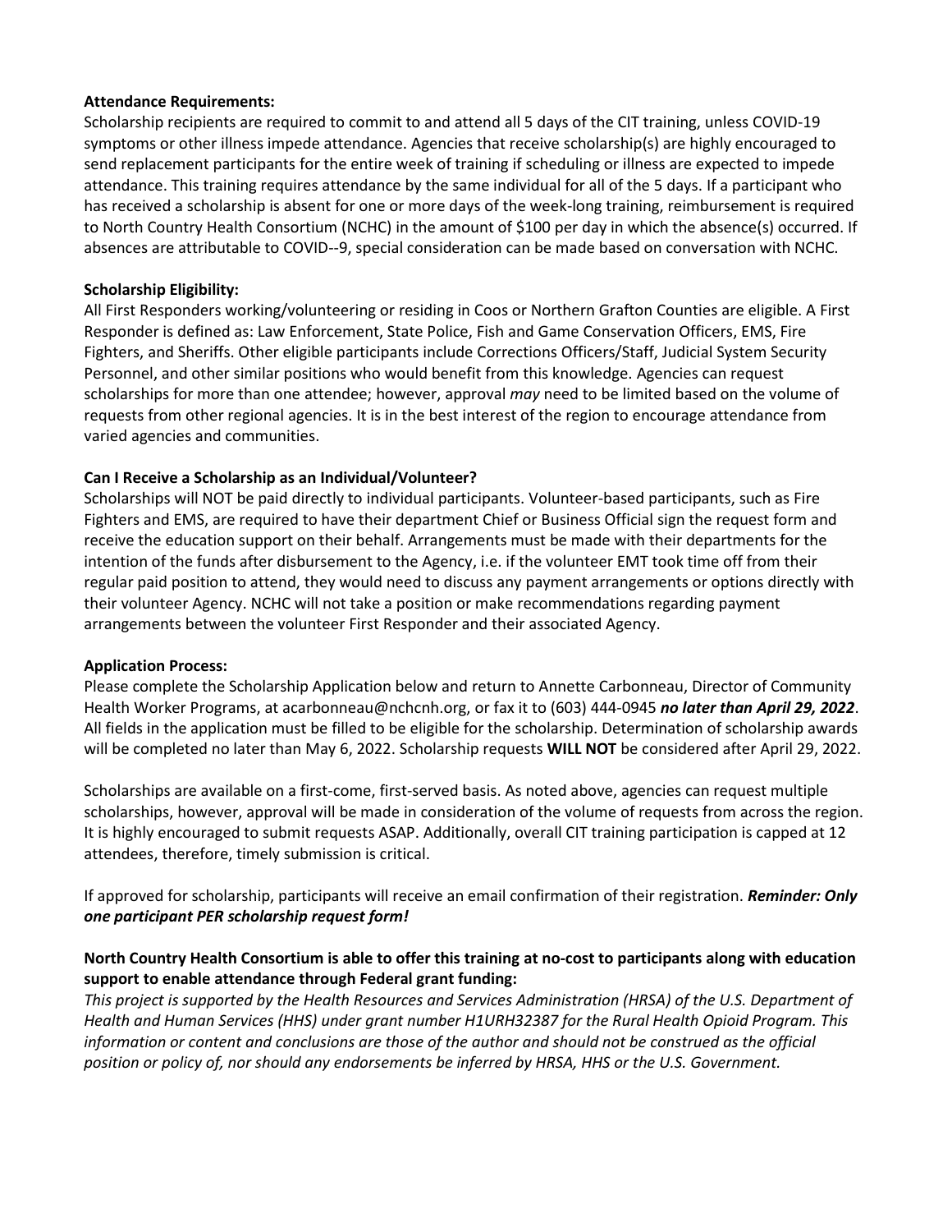**Attendance Requirements:**
Scholarship recipients are required to commit to and attend all 5 days of the CIT training, unless COVID-19 symptoms or other illness impede attendance. Agencies that receive scholarship(s) are highly encouraged to send replacement participants for the entire week of training if scheduling or illness are expected to impede attendance. This training requires attendance by the same individual for all of the 5 days. If a participant who has received a scholarship is absent for one or more days of the week-long training, reimbursement is required to North Country Health Consortium (NCHC) in the amount of $100 per day in which the absence(s) occurred. If absences are attributable to COVID--9, special consideration can be made based on conversation with NCHC.

**Scholarship Eligibility:**
All First Responders working/volunteering or residing in Coos or Northern Grafton Counties are eligible. A First Responder is defined as: Law Enforcement, State Police, Fish and Game Conservation Officers, EMS, Fire Fighters, and Sheriffs. Other eligible participants include Corrections Officers/Staff, Judicial System Security Personnel, and other similar positions who would benefit from this knowledge. Agencies can request scholarships for more than one attendee; however, approval *may* need to be limited based on the volume of requests from other regional agencies. It is in the best interest of the region to encourage attendance from varied agencies and communities.

**Can I Receive a Scholarship as an Individual/Volunteer?**
Scholarships will NOT be paid directly to individual participants. Volunteer-based participants, such as Fire Fighters and EMS, are required to have their department Chief or Business Official sign the request form and receive the education support on their behalf. Arrangements must be made with their departments for the intention of the funds after disbursement to the Agency, i.e. if the volunteer EMT took time off from their regular paid position to attend, they would need to discuss any payment arrangements or options directly with their volunteer Agency. NCHC will not take a position or make recommendations regarding payment arrangements between the volunteer First Responder and their associated Agency.

**Application Process:**
Please complete the Scholarship Application below and return to Annette Carbonneau, Director of Community Health Worker Programs, at acarbonneau@nchcnh.org, or fax it to (603) 444-0945 ***no later than April 29, 2022***. All fields in the application must be filled to be eligible for the scholarship. Determination of scholarship awards will be completed no later than May 6, 2022. Scholarship requests **WILL NOT** be considered after April 29, 2022.

Scholarships are available on a first-come, first-served basis. As noted above, agencies can request multiple scholarships, however, approval will be made in consideration of the volume of requests from across the region. It is highly encouraged to submit requests ASAP. Additionally, overall CIT training participation is capped at 12 attendees, therefore, timely submission is critical.

If approved for scholarship, participants will receive an email confirmation of their registration. ***Reminder: Only one participant PER scholarship request form!***

**North Country Health Consortium is able to offer this training at no-cost to participants along with education support to enable attendance through Federal grant funding:**
*This project is supported by the Health Resources and Services Administration (HRSA) of the U.S. Department of Health and Human Services (HHS) under grant number H1URH32387 for the Rural Health Opioid Program. This information or content and conclusions are those of the author and should not be construed as the official position or policy of, nor should any endorsements be inferred by HRSA, HHS or the U.S. Government.*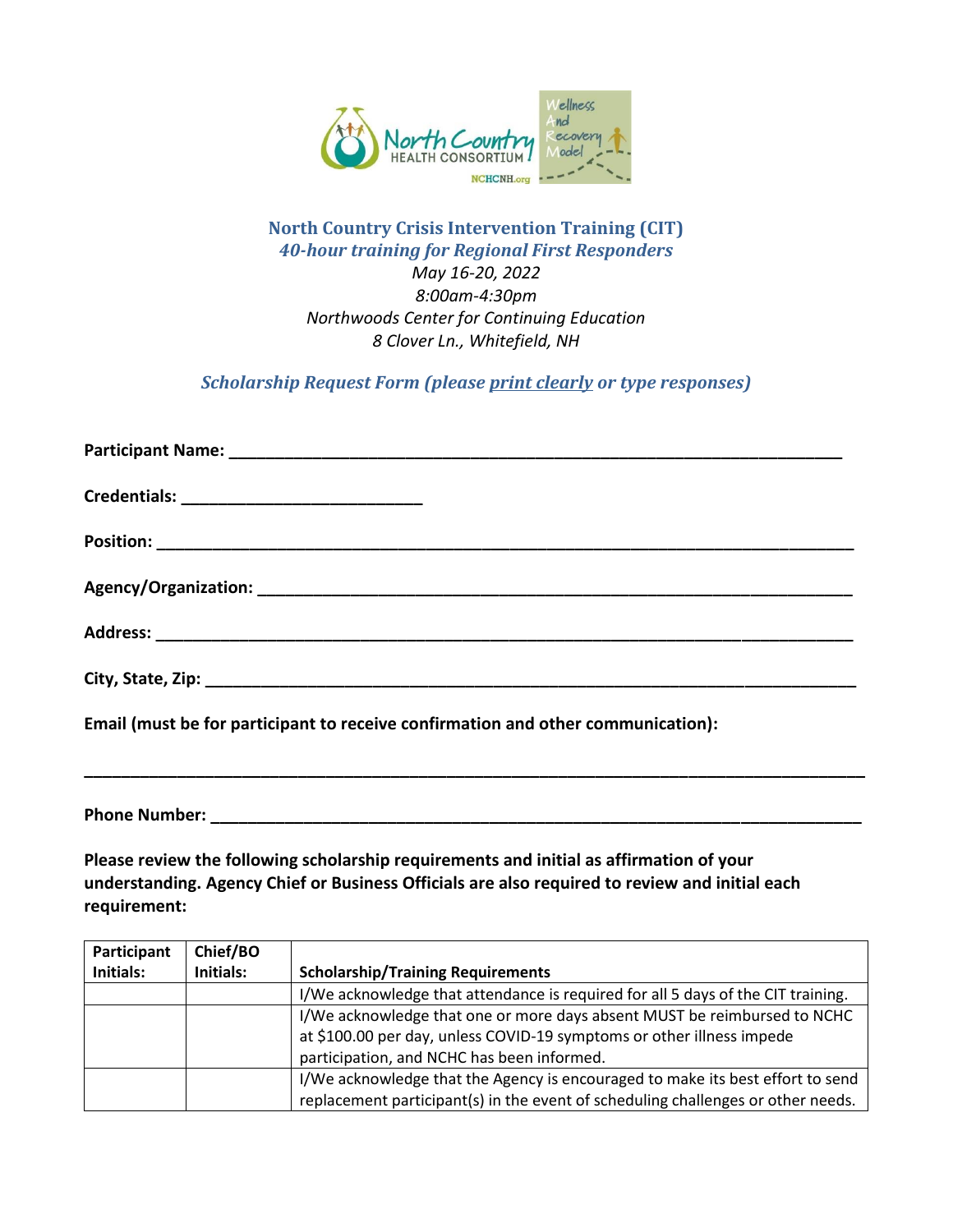## North Country Crisis Intervention Training (CIT)

***40-hour training for Regional First Responders***

*May 16-20, 2022*
*8:00am-4:30pm*
*Northwoods Center for Continuing Education*
*8 Clover Ln., Whitefield, NH*

***Scholarship Request Form (please print clearly or type responses)***

**Participant Name:** ______________________________________________________________

**Credentials:** _________________________

**Position:** ______________________________________________________________________

**Agency/Organization:** ___________________________________________________________

**Address:** _______________________________________________________________________

**City, State, Zip:** ________________________________________________________________

**Email (must be for participant to receive confirmation and other communication):**

___________________________________________________________________________________

**Phone Number:** __________________________________________________________________

**Please review the following scholarship requirements and initial as affirmation of your understanding. Agency Chief or Business Officials are also required to review and initial each requirement:**

| Participant Initials: | Chief/BO Initials: | Scholarship/Training Requirements |
|---|---|---|
| | | I/We acknowledge that attendance is required for all 5 days of the CIT training. |
| | | I/We acknowledge that one or more days absent MUST be reimbursed to NCHC at $100.00 per day, unless COVID-19 symptoms or other illness impede participation, and NCHC has been informed. |
| | | I/We acknowledge that the Agency is encouraged to make its best effort to send replacement participant(s) in the event of scheduling challenges or other needs. |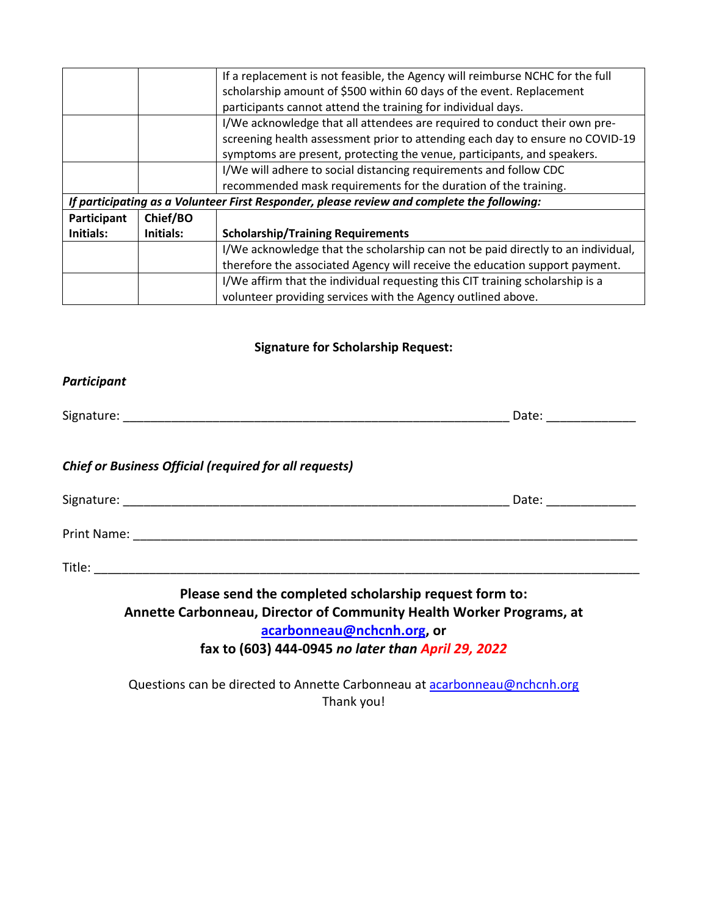| | | |
|---|---|---|
| | | If a replacement is not feasible, the Agency will reimburse NCHC for the full scholarship amount of $500 within 60 days of the event. Replacement participants cannot attend the training for individual days. |
| | | I/We acknowledge that all attendees are required to conduct their own pre-screening health assessment prior to attending each day to ensure no COVID-19 symptoms are present, protecting the venue, participants, and speakers. |
| | | I/We will adhere to social distancing requirements and follow CDC recommended mask requirements for the duration of the training. |
| ***If participating as a Volunteer First Responder, please review and complete the following:*** | | |
| **Participant Initials:** | **Chief/BO Initials:** | **Scholarship/Training Requirements** |
| | | I/We acknowledge that the scholarship can not be paid directly to an individual, therefore the associated Agency will receive the education support payment. |
| | | I/We affirm that the individual requesting this CIT training scholarship is a volunteer providing services with the Agency outlined above. |

**Signature for Scholarship Request:**

***Participant***

Signature: ___________________________________________________________ Date: _____________

***Chief or Business Official (required for all requests)***

Signature: ___________________________________________________________ Date: _____________

Print Name: ___________________________________________________________________________

Title: _________________________________________________________________________________

**Please send the completed scholarship request form to:**
**Annette Carbonneau, Director of Community Health Worker Programs, at acarbonneau@nchcnh.org, or**
**fax to (603) 444-0945 *no later than April 29, 2022***

Questions can be directed to Annette Carbonneau at acarbonneau@nchcnh.org
Thank you!